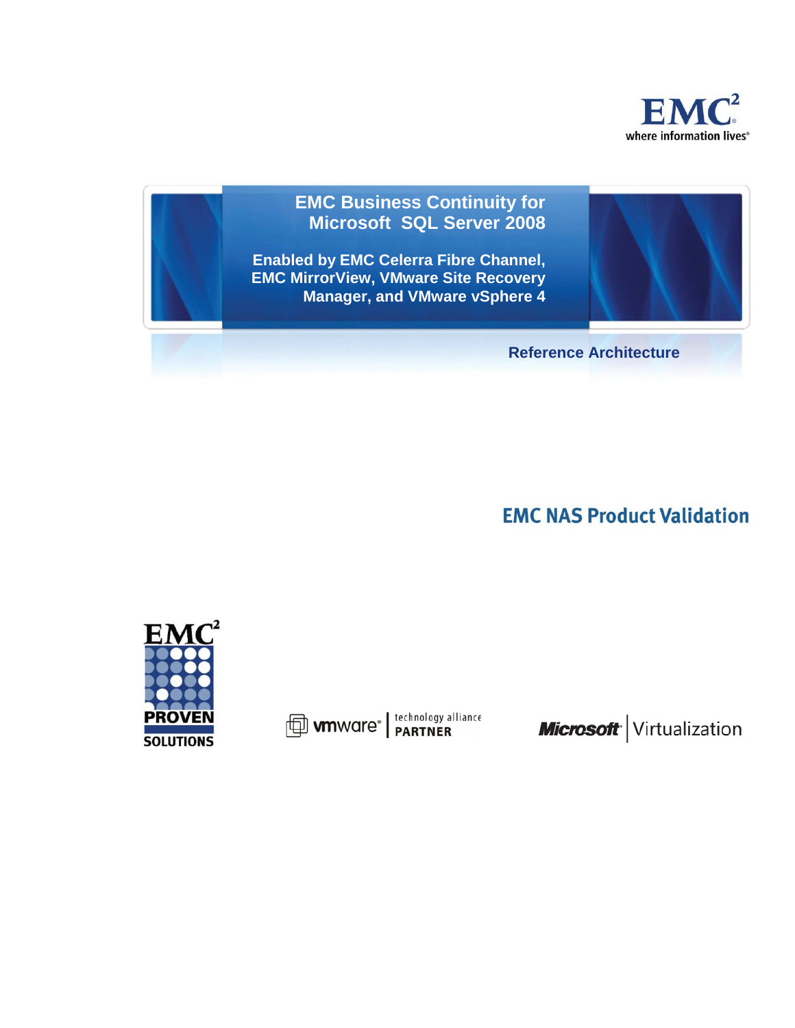EMC² where information lives®

# EMC Business Continuity for Microsoft SQL Server 2008

## Enabled by EMC Celerra Fibre Channel, EMC MirrorView, VMware Site Recovery Manager, and VMware vSphere 4

**Reference Architecture**

**EMC NAS Product Validation**

EMC² PROVEN SOLUTIONS

vmware® | technology alliance PARTNER

Microsoft® | Virtualization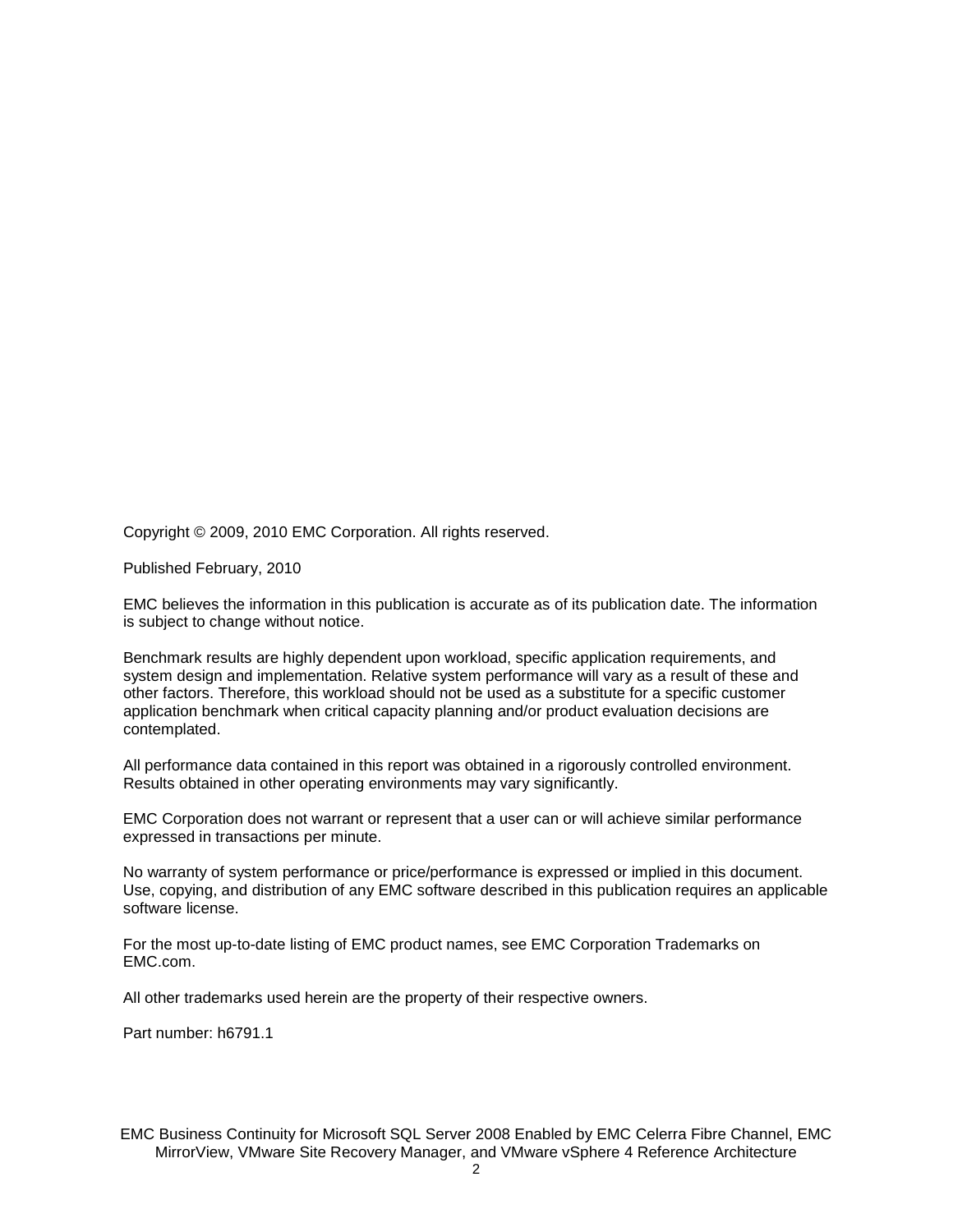Copyright © 2009, 2010 EMC Corporation. All rights reserved.

Published February, 2010

EMC believes the information in this publication is accurate as of its publication date. The information is subject to change without notice.

Benchmark results are highly dependent upon workload, specific application requirements, and system design and implementation. Relative system performance will vary as a result of these and other factors. Therefore, this workload should not be used as a substitute for a specific customer application benchmark when critical capacity planning and/or product evaluation decisions are contemplated.

All performance data contained in this report was obtained in a rigorously controlled environment. Results obtained in other operating environments may vary significantly.

EMC Corporation does not warrant or represent that a user can or will achieve similar performance expressed in transactions per minute.

No warranty of system performance or price/performance is expressed or implied in this document. Use, copying, and distribution of any EMC software described in this publication requires an applicable software license.

For the most up-to-date listing of EMC product names, see EMC Corporation Trademarks on EMC.com.

All other trademarks used herein are the property of their respective owners.

Part number: h6791.1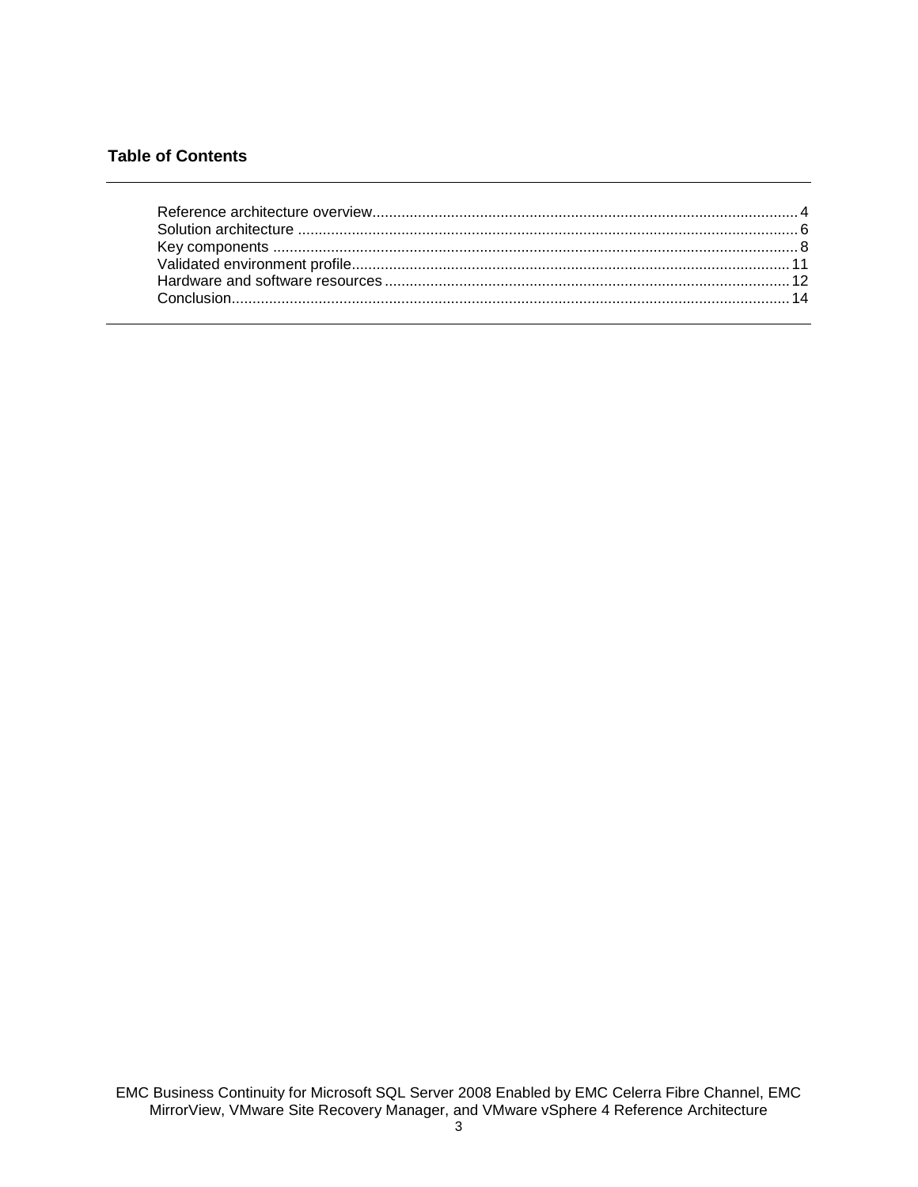### Table of Contents

Reference architecture overview ........................................................................................................ 4
Solution architecture ........................................................................................................................ 6
Key components ............................................................................................................................... 8
Validated environment profile ......................................................................................................... 11
Hardware and software resources ................................................................................................... 12
Conclusion ....................................................................................................................................... 14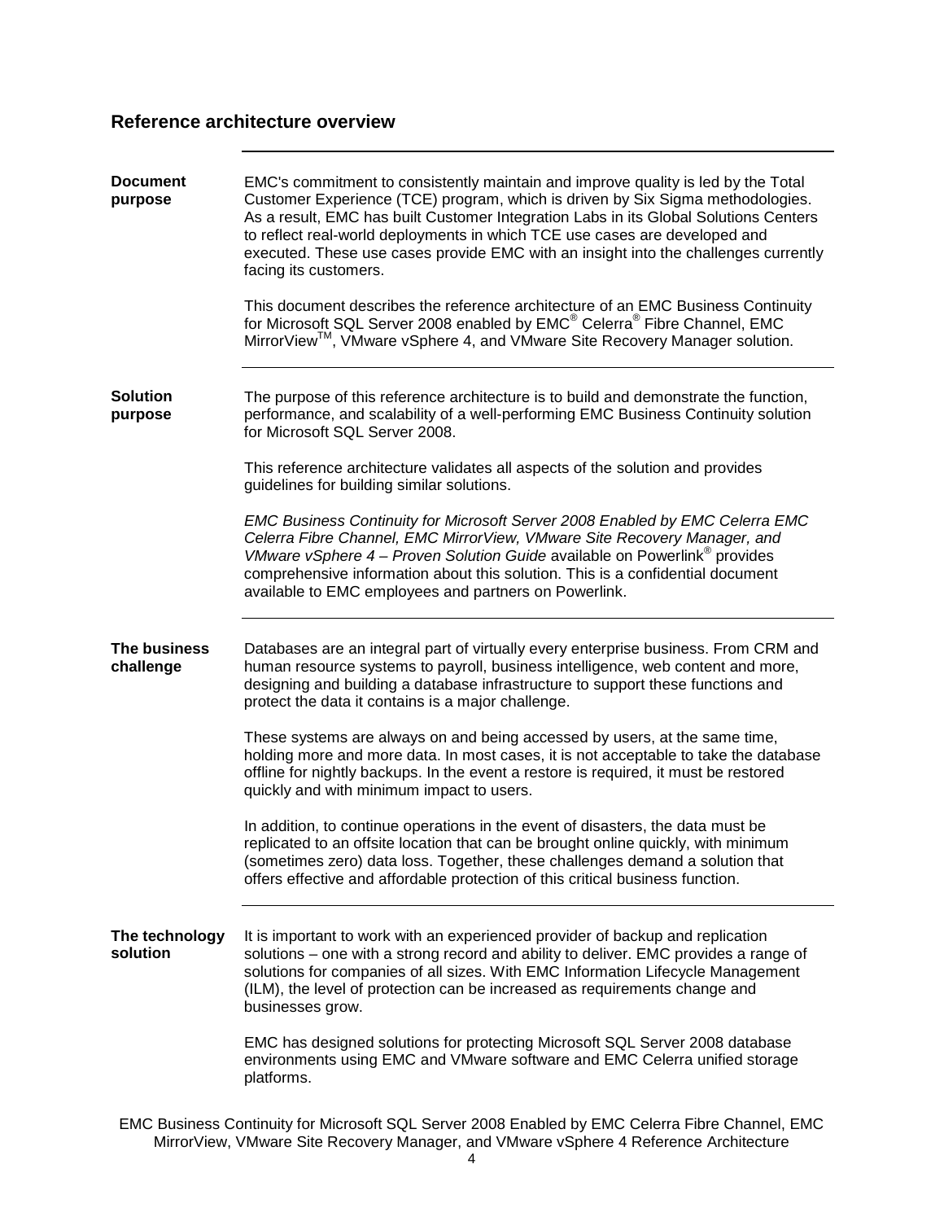## Reference architecture overview

### Document purpose

EMC's commitment to consistently maintain and improve quality is led by the Total Customer Experience (TCE) program, which is driven by Six Sigma methodologies. As a result, EMC has built Customer Integration Labs in its Global Solutions Centers to reflect real-world deployments in which TCE use cases are developed and executed. These use cases provide EMC with an insight into the challenges currently facing its customers.

This document describes the reference architecture of an EMC Business Continuity for Microsoft SQL Server 2008 enabled by EMC® Celerra® Fibre Channel, EMC MirrorView™, VMware vSphere 4, and VMware Site Recovery Manager solution.

### Solution purpose

The purpose of this reference architecture is to build and demonstrate the function, performance, and scalability of a well-performing EMC Business Continuity solution for Microsoft SQL Server 2008.

This reference architecture validates all aspects of the solution and provides guidelines for building similar solutions.

*EMC Business Continuity for Microsoft Server 2008 Enabled by EMC Celerra EMC Celerra Fibre Channel, EMC MirrorView, VMware Site Recovery Manager, and VMware vSphere 4 – Proven Solution Guide* available on Powerlink® provides comprehensive information about this solution. This is a confidential document available to EMC employees and partners on Powerlink.

### The business challenge

Databases are an integral part of virtually every enterprise business. From CRM and human resource systems to payroll, business intelligence, web content and more, designing and building a database infrastructure to support these functions and protect the data it contains is a major challenge.

These systems are always on and being accessed by users, at the same time, holding more and more data. In most cases, it is not acceptable to take the database offline for nightly backups. In the event a restore is required, it must be restored quickly and with minimum impact to users.

In addition, to continue operations in the event of disasters, the data must be replicated to an offsite location that can be brought online quickly, with minimum (sometimes zero) data loss. Together, these challenges demand a solution that offers effective and affordable protection of this critical business function.

### The technology solution

It is important to work with an experienced provider of backup and replication solutions – one with a strong record and ability to deliver. EMC provides a range of solutions for companies of all sizes. With EMC Information Lifecycle Management (ILM), the level of protection can be increased as requirements change and businesses grow.

EMC has designed solutions for protecting Microsoft SQL Server 2008 database environments using EMC and VMware software and EMC Celerra unified storage platforms.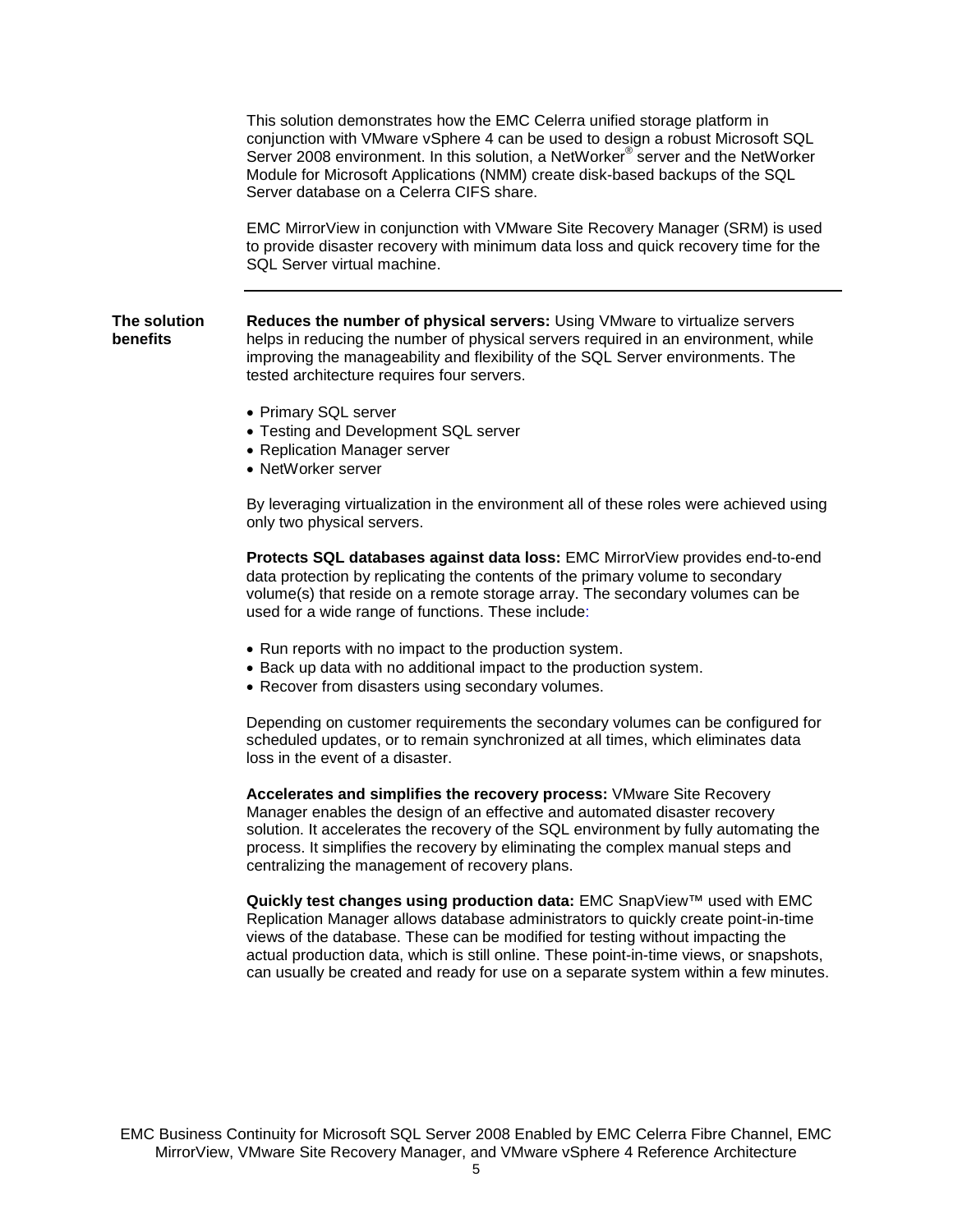This solution demonstrates how the EMC Celerra unified storage platform in conjunction with VMware vSphere 4 can be used to design a robust Microsoft SQL Server 2008 environment. In this solution, a NetWorker® server and the NetWorker Module for Microsoft Applications (NMM) create disk-based backups of the SQL Server database on a Celerra CIFS share.

EMC MirrorView in conjunction with VMware Site Recovery Manager (SRM) is used to provide disaster recovery with minimum data loss and quick recovery time for the SQL Server virtual machine.

---

## The solution benefits

**Reduces the number of physical servers:** Using VMware to virtualize servers helps in reducing the number of physical servers required in an environment, while improving the manageability and flexibility of the SQL Server environments. The tested architecture requires four servers.

- Primary SQL server
- Testing and Development SQL server
- Replication Manager server
- NetWorker server

By leveraging virtualization in the environment all of these roles were achieved using only two physical servers.

**Protects SQL databases against data loss:** EMC MirrorView provides end-to-end data protection by replicating the contents of the primary volume to secondary volume(s) that reside on a remote storage array. The secondary volumes can be used for a wide range of functions. These include:

- Run reports with no impact to the production system.
- Back up data with no additional impact to the production system.
- Recover from disasters using secondary volumes.

Depending on customer requirements the secondary volumes can be configured for scheduled updates, or to remain synchronized at all times, which eliminates data loss in the event of a disaster.

**Accelerates and simplifies the recovery process:** VMware Site Recovery Manager enables the design of an effective and automated disaster recovery solution. It accelerates the recovery of the SQL environment by fully automating the process. It simplifies the recovery by eliminating the complex manual steps and centralizing the management of recovery plans.

**Quickly test changes using production data:** EMC SnapView™ used with EMC Replication Manager allows database administrators to quickly create point-in-time views of the database. These can be modified for testing without impacting the actual production data, which is still online. These point-in-time views, or snapshots, can usually be created and ready for use on a separate system within a few minutes.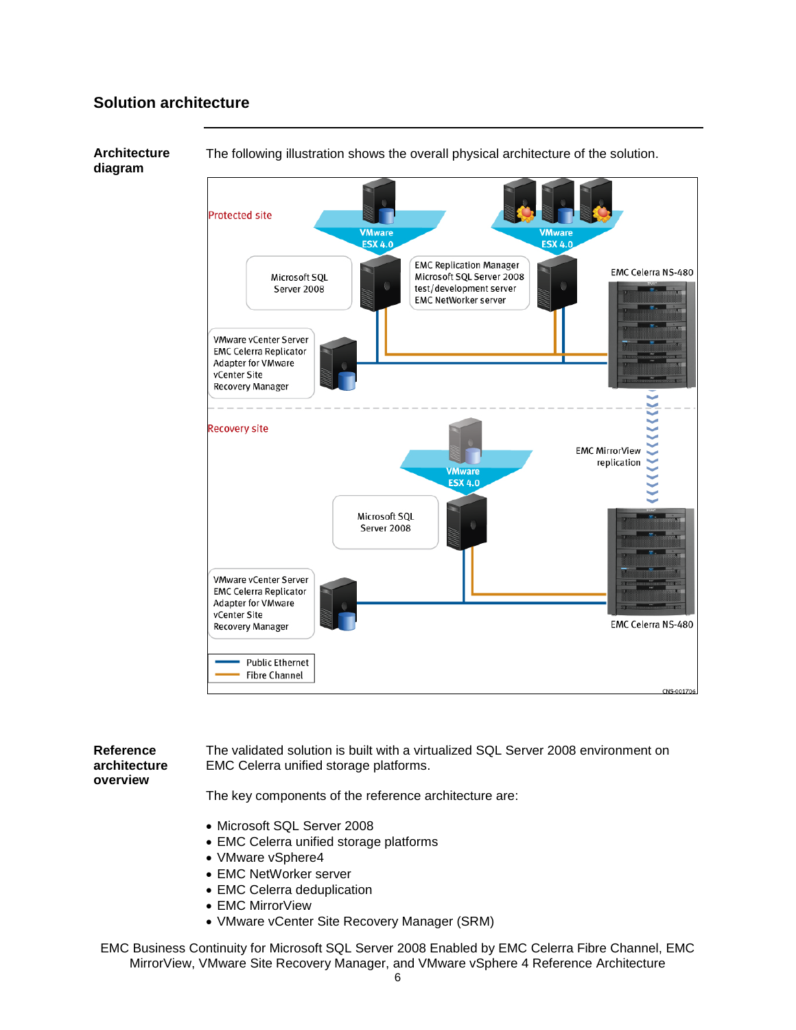## Solution architecture

**Architecture diagram**

The following illustration shows the overall physical architecture of the solution.

**Reference architecture overview**

The validated solution is built with a virtualized SQL Server 2008 environment on EMC Celerra unified storage platforms.

The key components of the reference architecture are:

- Microsoft SQL Server 2008
- EMC Celerra unified storage platforms
- VMware vSphere4
- EMC NetWorker server
- EMC Celerra deduplication
- EMC MirrorView
- VMware vCenter Site Recovery Manager (SRM)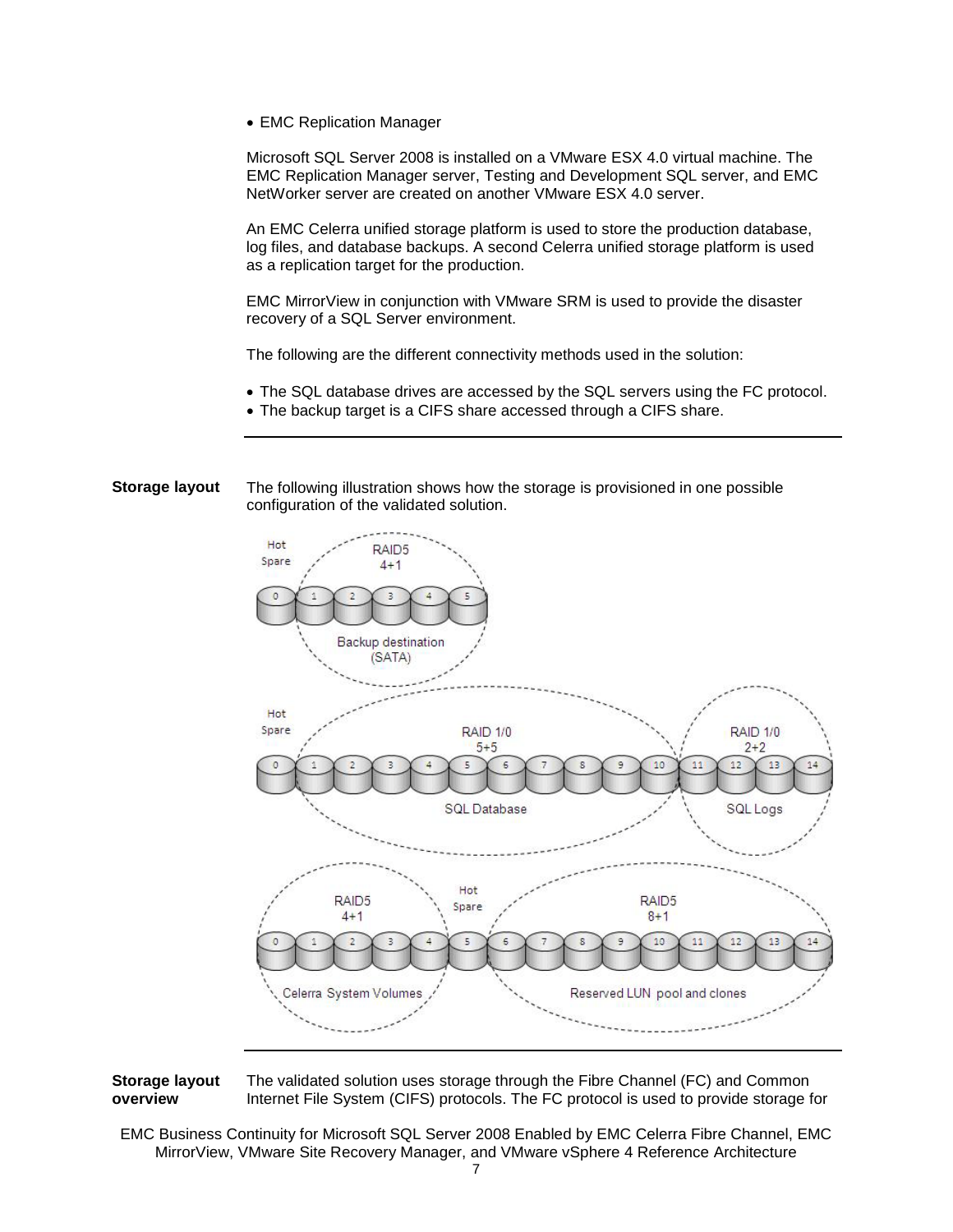- EMC Replication Manager

Microsoft SQL Server 2008 is installed on a VMware ESX 4.0 virtual machine. The EMC Replication Manager server, Testing and Development SQL server, and EMC NetWorker server are created on another VMware ESX 4.0 server.

An EMC Celerra unified storage platform is used to store the production database, log files, and database backups. A second Celerra unified storage platform is used as a replication target for the production.

EMC MirrorView in conjunction with VMware SRM is used to provide the disaster recovery of a SQL Server environment.

The following are the different connectivity methods used in the solution:

- The SQL database drives are accessed by the SQL servers using the FC protocol.
- The backup target is a CIFS share accessed through a CIFS share.

## Storage layout

The following illustration shows how the storage is provisioned in one possible configuration of the validated solution.

## Storage layout overview

The validated solution uses storage through the Fibre Channel (FC) and Common Internet File System (CIFS) protocols. The FC protocol is used to provide storage for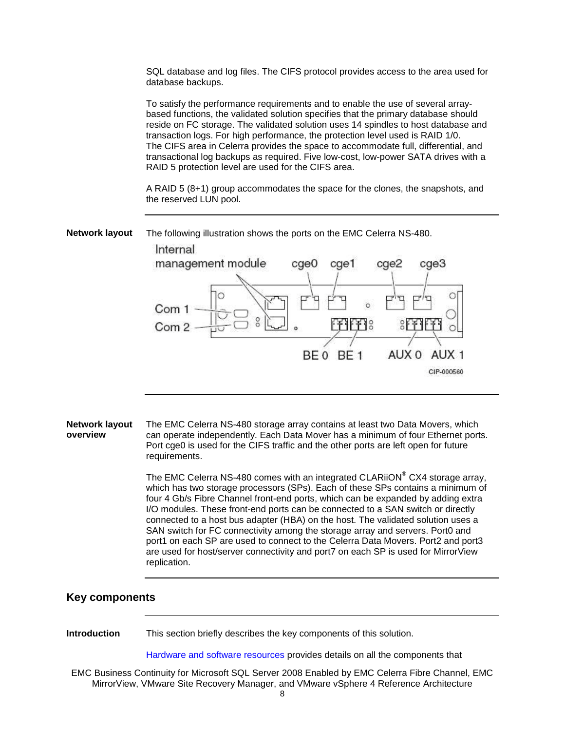SQL database and log files. The CIFS protocol provides access to the area used for database backups.

To satisfy the performance requirements and to enable the use of several array-based functions, the validated solution specifies that the primary database should reside on FC storage. The validated solution uses 14 spindles to host database and transaction logs. For high performance, the protection level used is RAID 1/0. The CIFS area in Celerra provides the space to accommodate full, differential, and transactional log backups as required. Five low-cost, low-power SATA drives with a RAID 5 protection level are used for the CIFS area.

A RAID 5 (8+1) group accommodates the space for the clones, the snapshots, and the reserved LUN pool.

---

**Network layout**

The following illustration shows the ports on the EMC Celerra NS-480.

Internal management module, cge0, cge1, cge2, cge3, Com 1, Com 2, BE 0, BE 1, AUX 0, AUX 1

CIP-000560

---

**Network layout overview**

The EMC Celerra NS-480 storage array contains at least two Data Movers, which can operate independently. Each Data Mover has a minimum of four Ethernet ports. Port cge0 is used for the CIFS traffic and the other ports are left open for future requirements.

The EMC Celerra NS-480 comes with an integrated CLARiiON® CX4 storage array, which has two storage processors (SPs). Each of these SPs contains a minimum of four 4 Gb/s Fibre Channel front-end ports, which can be expanded by adding extra I/O modules. These front-end ports can be connected to a SAN switch or directly connected to a host bus adapter (HBA) on the host. The validated solution uses a SAN switch for FC connectivity among the storage array and servers. Port0 and port1 on each SP are used to connect to the Celerra Data Movers. Port2 and port3 are used for host/server connectivity and port7 on each SP is used for MirrorView replication.

---

## Key components

---

**Introduction**

This section briefly describes the key components of this solution.

Hardware and software resources provides details on all the components that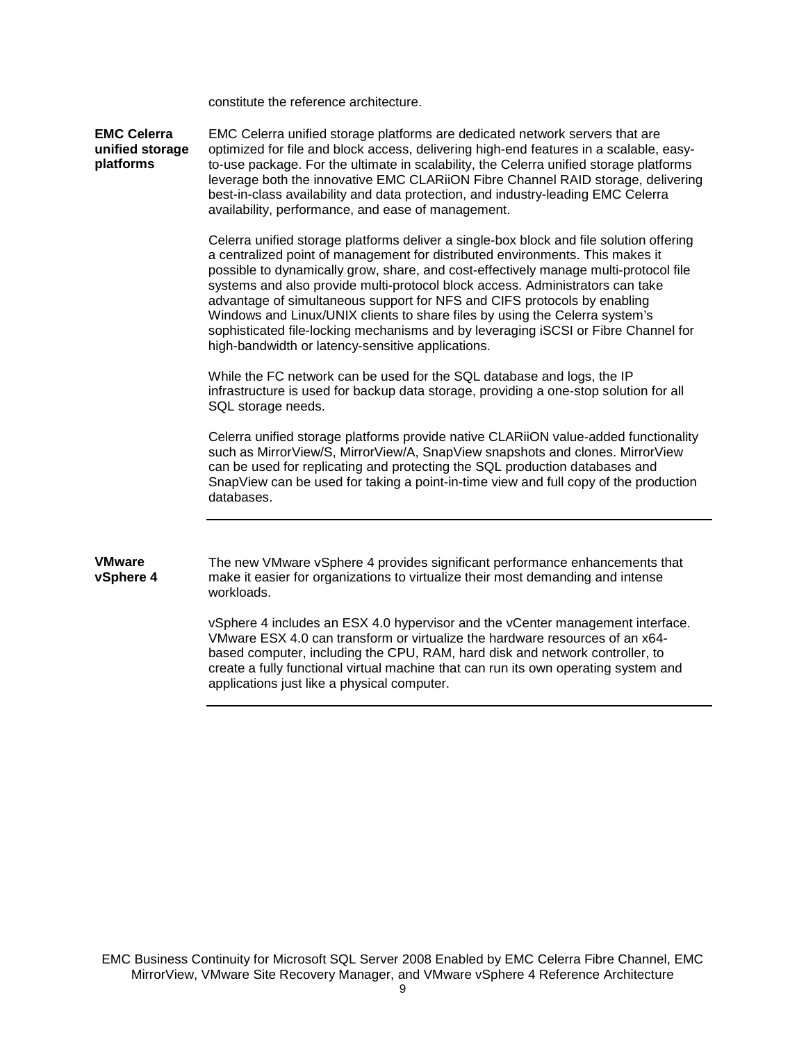constitute the reference architecture.

## EMC Celerra unified storage platforms

EMC Celerra unified storage platforms are dedicated network servers that are optimized for file and block access, delivering high-end features in a scalable, easy-to-use package. For the ultimate in scalability, the Celerra unified storage platforms leverage both the innovative EMC CLARiiON Fibre Channel RAID storage, delivering best-in-class availability and data protection, and industry-leading EMC Celerra availability, performance, and ease of management.

Celerra unified storage platforms deliver a single-box block and file solution offering a centralized point of management for distributed environments. This makes it possible to dynamically grow, share, and cost-effectively manage multi-protocol file systems and also provide multi-protocol block access. Administrators can take advantage of simultaneous support for NFS and CIFS protocols by enabling Windows and Linux/UNIX clients to share files by using the Celerra system's sophisticated file-locking mechanisms and by leveraging iSCSI or Fibre Channel for high-bandwidth or latency-sensitive applications.

While the FC network can be used for the SQL database and logs, the IP infrastructure is used for backup data storage, providing a one-stop solution for all SQL storage needs.

Celerra unified storage platforms provide native CLARiiON value-added functionality such as MirrorView/S, MirrorView/A, SnapView snapshots and clones. MirrorView can be used for replicating and protecting the SQL production databases and SnapView can be used for taking a point-in-time view and full copy of the production databases.

## VMware vSphere 4

The new VMware vSphere 4 provides significant performance enhancements that make it easier for organizations to virtualize their most demanding and intense workloads.

vSphere 4 includes an ESX 4.0 hypervisor and the vCenter management interface. VMware ESX 4.0 can transform or virtualize the hardware resources of an x64-based computer, including the CPU, RAM, hard disk and network controller, to create a fully functional virtual machine that can run its own operating system and applications just like a physical computer.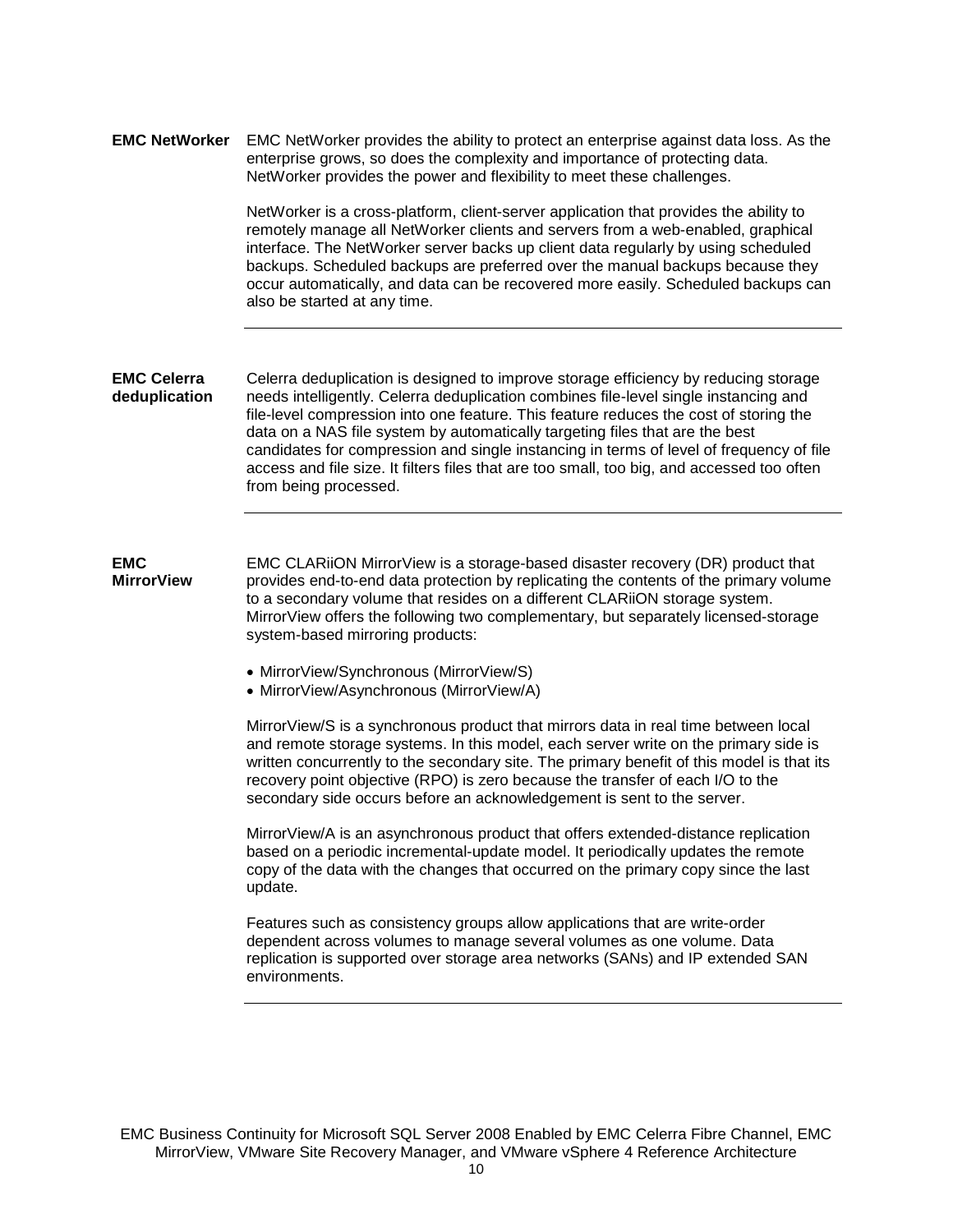### EMC NetWorker

EMC NetWorker provides the ability to protect an enterprise against data loss. As the enterprise grows, so does the complexity and importance of protecting data. NetWorker provides the power and flexibility to meet these challenges.

NetWorker is a cross-platform, client-server application that provides the ability to remotely manage all NetWorker clients and servers from a web-enabled, graphical interface. The NetWorker server backs up client data regularly by using scheduled backups. Scheduled backups are preferred over the manual backups because they occur automatically, and data can be recovered more easily. Scheduled backups can also be started at any time.

---

### EMC Celerra deduplication

Celerra deduplication is designed to improve storage efficiency by reducing storage needs intelligently. Celerra deduplication combines file-level single instancing and file-level compression into one feature. This feature reduces the cost of storing the data on a NAS file system by automatically targeting files that are the best candidates for compression and single instancing in terms of level of frequency of file access and file size. It filters files that are too small, too big, and accessed too often from being processed.

---

### EMC MirrorView

EMC CLARiiON MirrorView is a storage-based disaster recovery (DR) product that provides end-to-end data protection by replicating the contents of the primary volume to a secondary volume that resides on a different CLARiiON storage system. MirrorView offers the following two complementary, but separately licensed-storage system-based mirroring products:

- MirrorView/Synchronous (MirrorView/S)
- MirrorView/Asynchronous (MirrorView/A)

MirrorView/S is a synchronous product that mirrors data in real time between local and remote storage systems. In this model, each server write on the primary side is written concurrently to the secondary site. The primary benefit of this model is that its recovery point objective (RPO) is zero because the transfer of each I/O to the secondary side occurs before an acknowledgement is sent to the server.

MirrorView/A is an asynchronous product that offers extended-distance replication based on a periodic incremental-update model. It periodically updates the remote copy of the data with the changes that occurred on the primary copy since the last update.

Features such as consistency groups allow applications that are write-order dependent across volumes to manage several volumes as one volume. Data replication is supported over storage area networks (SANs) and IP extended SAN environments.

---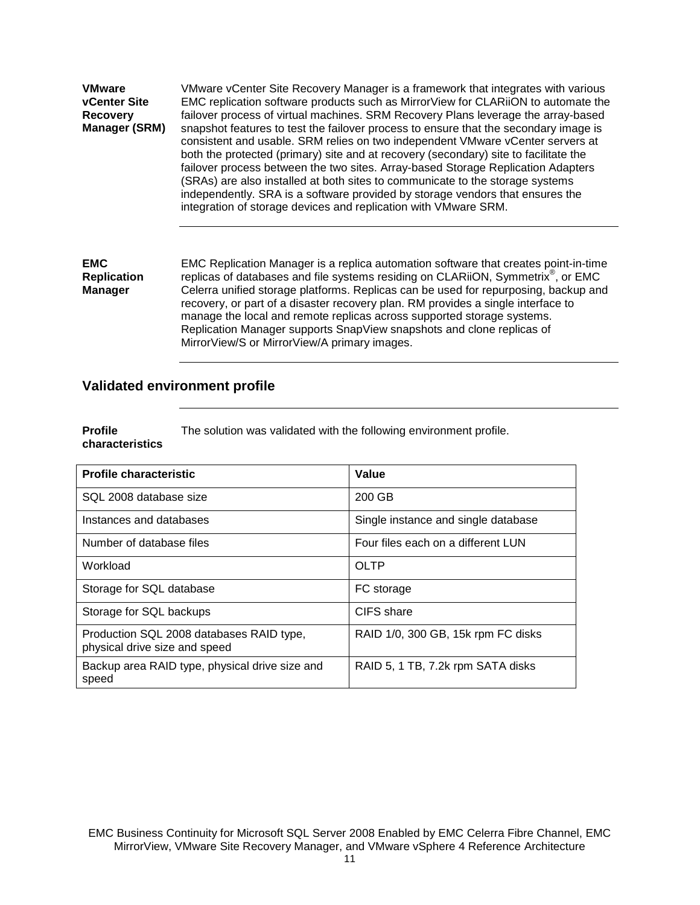**VMware vCenter Site Recovery Manager (SRM)**

VMware vCenter Site Recovery Manager is a framework that integrates with various EMC replication software products such as MirrorView for CLARiiON to automate the failover process of virtual machines. SRM Recovery Plans leverage the array-based snapshot features to test the failover process to ensure that the secondary image is consistent and usable. SRM relies on two independent VMware vCenter servers at both the protected (primary) site and at recovery (secondary) site to facilitate the failover process between the two sites. Array-based Storage Replication Adapters (SRAs) are also installed at both sites to communicate to the storage systems independently. SRA is a software provided by storage vendors that ensures the integration of storage devices and replication with VMware SRM.

**EMC Replication Manager**

EMC Replication Manager is a replica automation software that creates point-in-time replicas of databases and file systems residing on CLARiiON, Symmetrix®, or EMC Celerra unified storage platforms. Replicas can be used for repurposing, backup and recovery, or part of a disaster recovery plan. RM provides a single interface to manage the local and remote replicas across supported storage systems. Replication Manager supports SnapView snapshots and clone replicas of MirrorView/S or MirrorView/A primary images.

## Validated environment profile

**Profile characteristics**

The solution was validated with the following environment profile.

| Profile characteristic | Value |
| --- | --- |
| SQL 2008 database size | 200 GB |
| Instances and databases | Single instance and single database |
| Number of database files | Four files each on a different LUN |
| Workload | OLTP |
| Storage for SQL database | FC storage |
| Storage for SQL backups | CIFS share |
| Production SQL 2008 databases RAID type, physical drive size and speed | RAID 1/0, 300 GB, 15k rpm FC disks |
| Backup area RAID type, physical drive size and speed | RAID 5, 1 TB, 7.2k rpm SATA disks |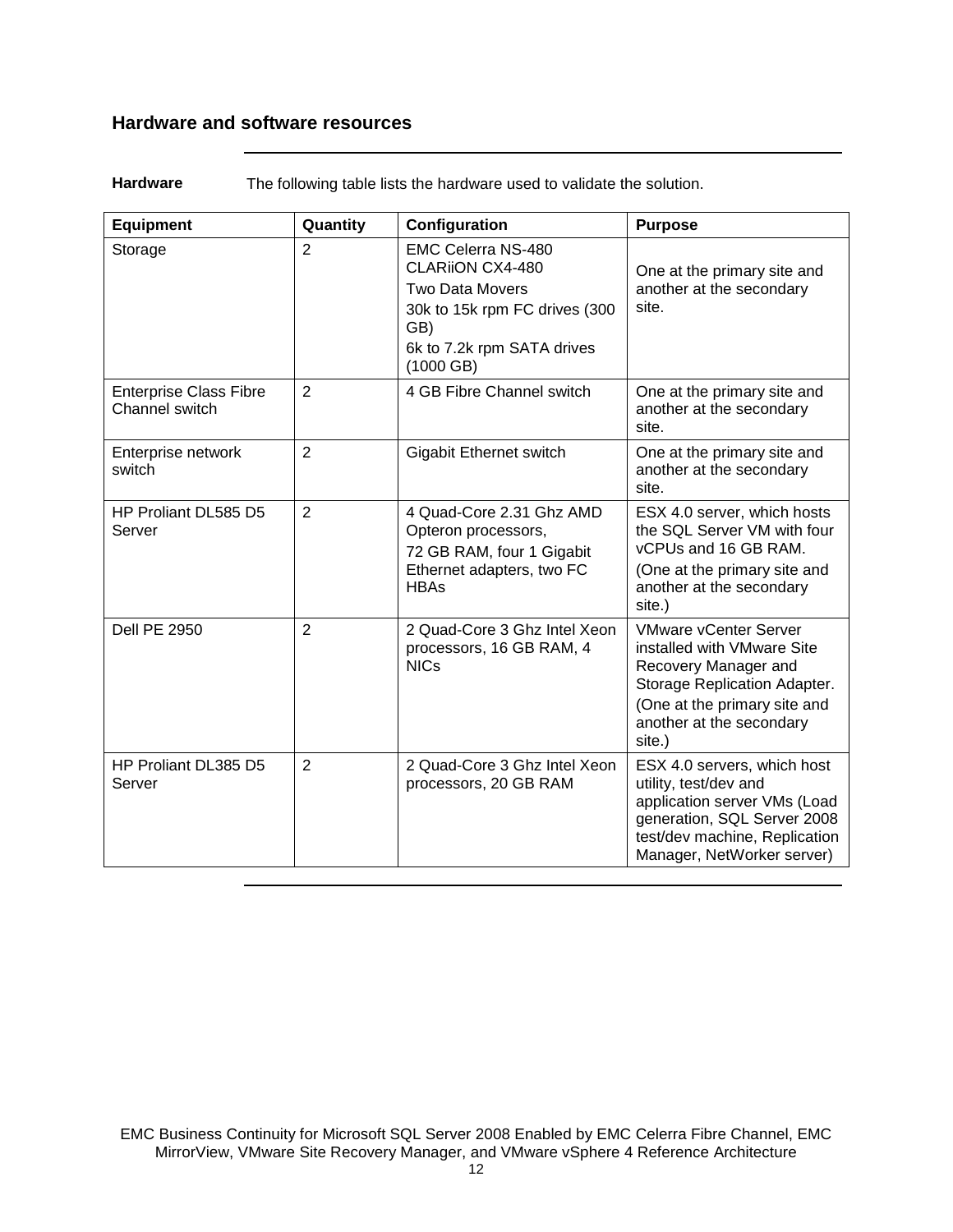## Hardware and software resources

**Hardware** The following table lists the hardware used to validate the solution.

| Equipment | Quantity | Configuration | Purpose |
|---|---|---|---|
| Storage | 2 | EMC Celerra NS-480 CLARiiON CX4-480<br>Two Data Movers<br>30k to 15k rpm FC drives (300 GB)<br>6k to 7.2k rpm SATA drives (1000 GB) | One at the primary site and another at the secondary site. |
| Enterprise Class Fibre Channel switch | 2 | 4 GB Fibre Channel switch | One at the primary site and another at the secondary site. |
| Enterprise network switch | 2 | Gigabit Ethernet switch | One at the primary site and another at the secondary site. |
| HP Proliant DL585 D5 Server | 2 | 4 Quad-Core 2.31 Ghz AMD Opteron processors,<br>72 GB RAM, four 1 Gigabit Ethernet adapters, two FC HBAs | ESX 4.0 server, which hosts the SQL Server VM with four vCPUs and 16 GB RAM.<br>(One at the primary site and another at the secondary site.) |
| Dell PE 2950 | 2 | 2 Quad-Core 3 Ghz Intel Xeon processors, 16 GB RAM, 4 NICs | VMware vCenter Server installed with VMware Site Recovery Manager and Storage Replication Adapter.<br>(One at the primary site and another at the secondary site.) |
| HP Proliant DL385 D5 Server | 2 | 2 Quad-Core 3 Ghz Intel Xeon processors, 20 GB RAM | ESX 4.0 servers, which host utility, test/dev and application server VMs (Load generation, SQL Server 2008 test/dev machine, Replication Manager, NetWorker server) |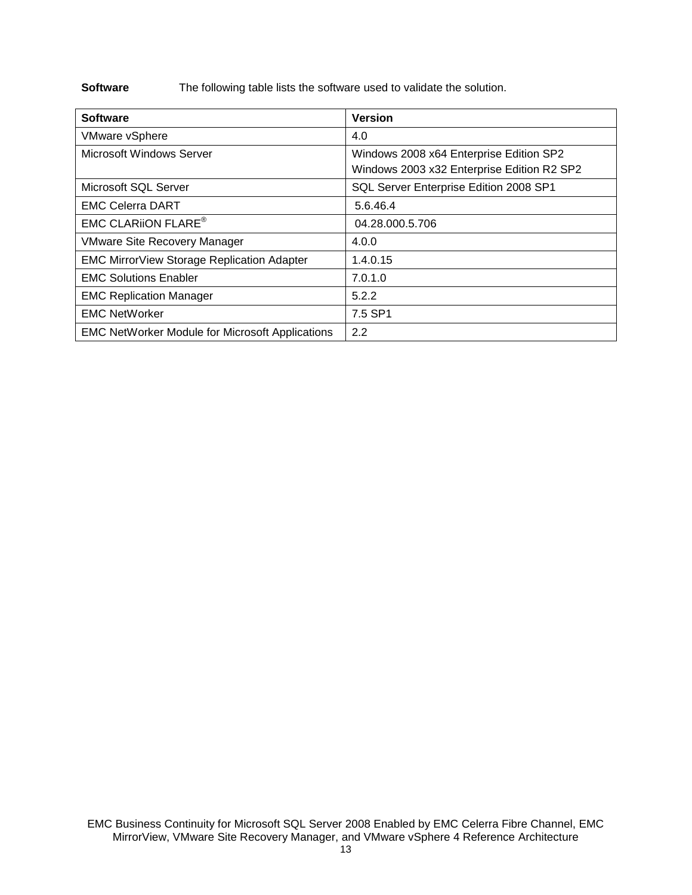**Software** The following table lists the software used to validate the solution.

| Software | Version |
|---|---|
| VMware vSphere | 4.0 |
| Microsoft Windows Server | Windows 2008 x64 Enterprise Edition SP2<br>Windows 2003 x32 Enterprise Edition R2 SP2 |
| Microsoft SQL Server | SQL Server Enterprise Edition 2008 SP1 |
| EMC Celerra DART | 5.6.46.4 |
| EMC CLARiiON FLARE® | 04.28.000.5.706 |
| VMware Site Recovery Manager | 4.0.0 |
| EMC MirrorView Storage Replication Adapter | 1.4.0.15 |
| EMC Solutions Enabler | 7.0.1.0 |
| EMC Replication Manager | 5.2.2 |
| EMC NetWorker | 7.5 SP1 |
| EMC NetWorker Module for Microsoft Applications | 2.2 |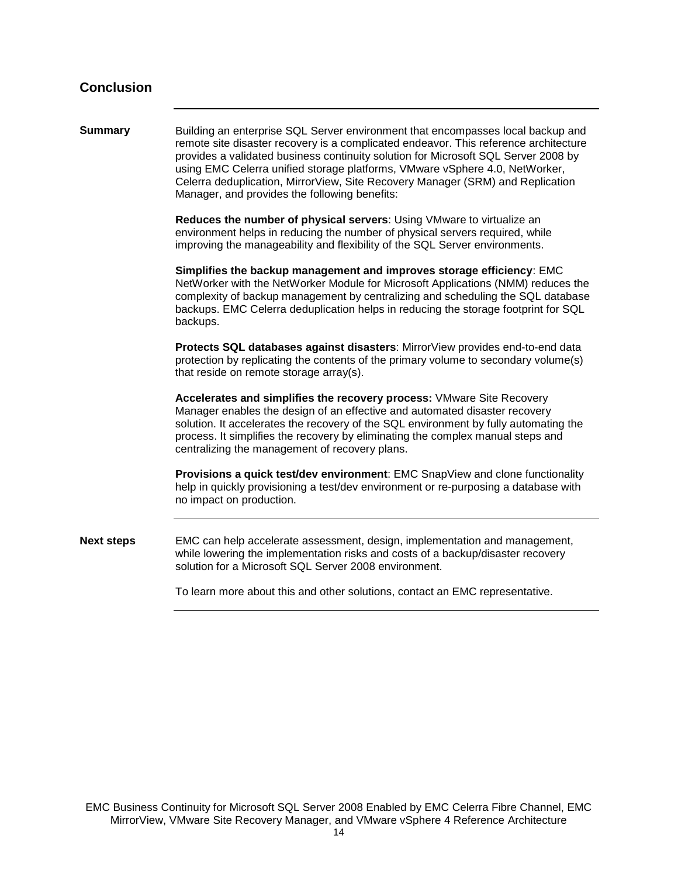## Conclusion

### Summary

Building an enterprise SQL Server environment that encompasses local backup and remote site disaster recovery is a complicated endeavor. This reference architecture provides a validated business continuity solution for Microsoft SQL Server 2008 by using EMC Celerra unified storage platforms, VMware vSphere 4.0, NetWorker, Celerra deduplication, MirrorView, Site Recovery Manager (SRM) and Replication Manager, and provides the following benefits:

**Reduces the number of physical servers**: Using VMware to virtualize an environment helps in reducing the number of physical servers required, while improving the manageability and flexibility of the SQL Server environments.

**Simplifies the backup management and improves storage efficiency**: EMC NetWorker with the NetWorker Module for Microsoft Applications (NMM) reduces the complexity of backup management by centralizing and scheduling the SQL database backups. EMC Celerra deduplication helps in reducing the storage footprint for SQL backups.

**Protects SQL databases against disasters**: MirrorView provides end-to-end data protection by replicating the contents of the primary volume to secondary volume(s) that reside on remote storage array(s).

**Accelerates and simplifies the recovery process:** VMware Site Recovery Manager enables the design of an effective and automated disaster recovery solution. It accelerates the recovery of the SQL environment by fully automating the process. It simplifies the recovery by eliminating the complex manual steps and centralizing the management of recovery plans.

**Provisions a quick test/dev environment**: EMC SnapView and clone functionality help in quickly provisioning a test/dev environment or re-purposing a database with no impact on production.

### Next steps

EMC can help accelerate assessment, design, implementation and management, while lowering the implementation risks and costs of a backup/disaster recovery solution for a Microsoft SQL Server 2008 environment.

To learn more about this and other solutions, contact an EMC representative.